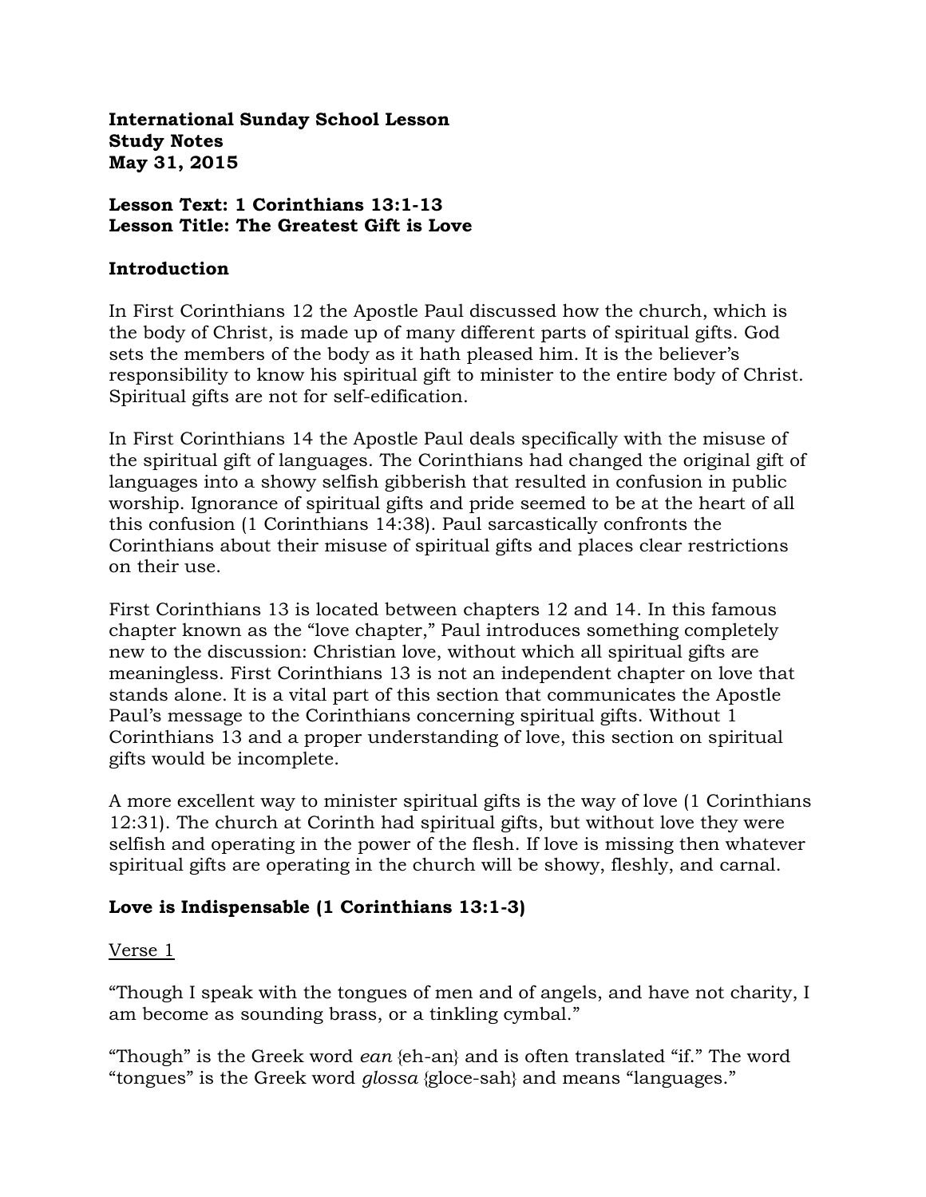**International Sunday School Lesson**
**Study Notes**
**May 31, 2015**

**Lesson Text: 1 Corinthians 13:1-13**
**Lesson Title: The Greatest Gift is Love**

## Introduction

In First Corinthians 12 the Apostle Paul discussed how the church, which is the body of Christ, is made up of many different parts of spiritual gifts. God sets the members of the body as it hath pleased him. It is the believer's responsibility to know his spiritual gift to minister to the entire body of Christ. Spiritual gifts are not for self-edification.

In First Corinthians 14 the Apostle Paul deals specifically with the misuse of the spiritual gift of languages. The Corinthians had changed the original gift of languages into a showy selfish gibberish that resulted in confusion in public worship. Ignorance of spiritual gifts and pride seemed to be at the heart of all this confusion (1 Corinthians 14:38). Paul sarcastically confronts the Corinthians about their misuse of spiritual gifts and places clear restrictions on their use.

First Corinthians 13 is located between chapters 12 and 14. In this famous chapter known as the "love chapter," Paul introduces something completely new to the discussion: Christian love, without which all spiritual gifts are meaningless. First Corinthians 13 is not an independent chapter on love that stands alone. It is a vital part of this section that communicates the Apostle Paul's message to the Corinthians concerning spiritual gifts. Without 1 Corinthians 13 and a proper understanding of love, this section on spiritual gifts would be incomplete.

A more excellent way to minister spiritual gifts is the way of love (1 Corinthians 12:31). The church at Corinth had spiritual gifts, but without love they were selfish and operating in the power of the flesh. If love is missing then whatever spiritual gifts are operating in the church will be showy, fleshly, and carnal.

## Love is Indispensable (1 Corinthians 13:1-3)

Verse 1

"Though I speak with the tongues of men and of angels, and have not charity, I am become as sounding brass, or a tinkling cymbal."

"Though" is the Greek word *ean* {eh-an} and is often translated "if." The word "tongues" is the Greek word *glossa* {gloce-sah} and means "languages."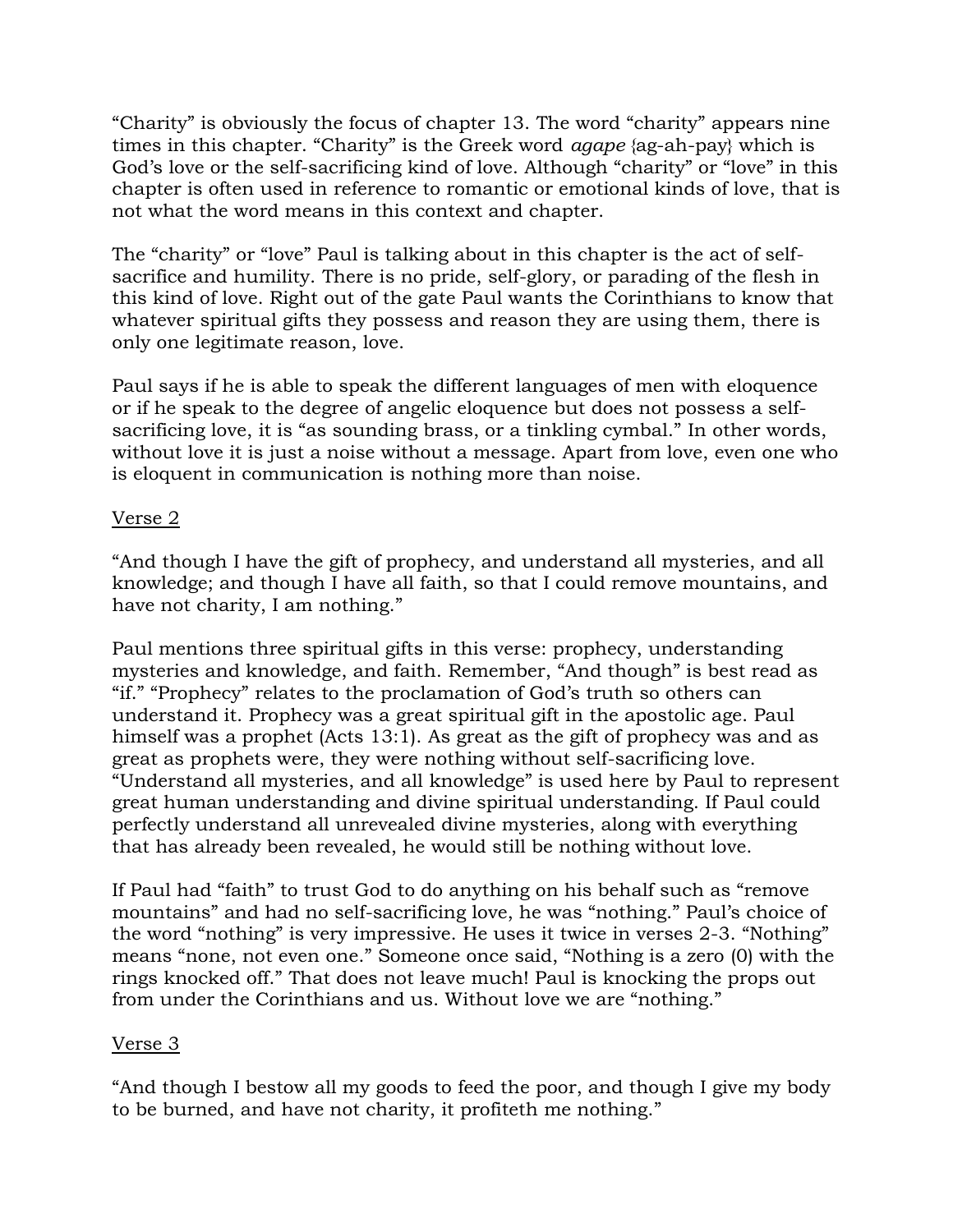"Charity" is obviously the focus of chapter 13. The word "charity" appears nine times in this chapter. "Charity" is the Greek word *agape* {ag-ah-pay} which is God's love or the self-sacrificing kind of love. Although "charity" or "love" in this chapter is often used in reference to romantic or emotional kinds of love, that is not what the word means in this context and chapter.

The "charity" or "love" Paul is talking about in this chapter is the act of self-sacrifice and humility. There is no pride, self-glory, or parading of the flesh in this kind of love. Right out of the gate Paul wants the Corinthians to know that whatever spiritual gifts they possess and reason they are using them, there is only one legitimate reason, love.

Paul says if he is able to speak the different languages of men with eloquence or if he speak to the degree of angelic eloquence but does not possess a self-sacrificing love, it is "as sounding brass, or a tinkling cymbal." In other words, without love it is just a noise without a message. Apart from love, even one who is eloquent in communication is nothing more than noise.

<u>Verse 2</u>

"And though I have the gift of prophecy, and understand all mysteries, and all knowledge; and though I have all faith, so that I could remove mountains, and have not charity, I am nothing."

Paul mentions three spiritual gifts in this verse: prophecy, understanding mysteries and knowledge, and faith. Remember, "And though" is best read as "if." "Prophecy" relates to the proclamation of God's truth so others can understand it. Prophecy was a great spiritual gift in the apostolic age. Paul himself was a prophet (Acts 13:1). As great as the gift of prophecy was and as great as prophets were, they were nothing without self-sacrificing love. "Understand all mysteries, and all knowledge" is used here by Paul to represent great human understanding and divine spiritual understanding. If Paul could perfectly understand all unrevealed divine mysteries, along with everything that has already been revealed, he would still be nothing without love.

If Paul had "faith" to trust God to do anything on his behalf such as "remove mountains" and had no self-sacrificing love, he was "nothing." Paul's choice of the word "nothing" is very impressive. He uses it twice in verses 2-3. "Nothing" means "none, not even one." Someone once said, "Nothing is a zero (0) with the rings knocked off." That does not leave much! Paul is knocking the props out from under the Corinthians and us. Without love we are "nothing."

<u>Verse 3</u>

"And though I bestow all my goods to feed the poor, and though I give my body to be burned, and have not charity, it profiteth me nothing."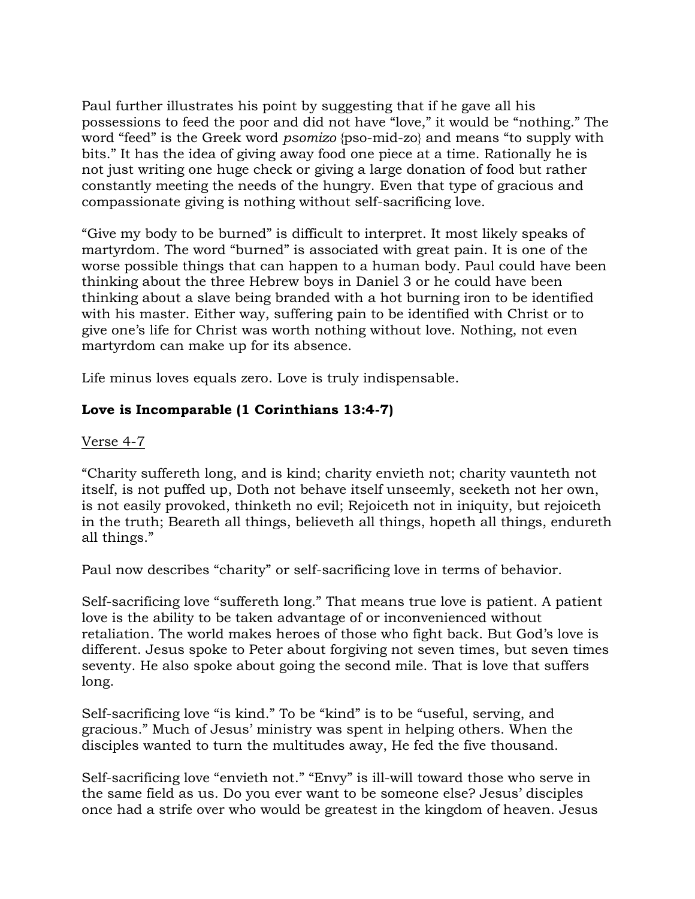Paul further illustrates his point by suggesting that if he gave all his possessions to feed the poor and did not have "love," it would be "nothing." The word "feed" is the Greek word *psomizo* {pso-mid-zo} and means "to supply with bits." It has the idea of giving away food one piece at a time. Rationally he is not just writing one huge check or giving a large donation of food but rather constantly meeting the needs of the hungry. Even that type of gracious and compassionate giving is nothing without self-sacrificing love.

"Give my body to be burned" is difficult to interpret. It most likely speaks of martyrdom. The word "burned" is associated with great pain. It is one of the worse possible things that can happen to a human body. Paul could have been thinking about the three Hebrew boys in Daniel 3 or he could have been thinking about a slave being branded with a hot burning iron to be identified with his master. Either way, suffering pain to be identified with Christ or to give one's life for Christ was worth nothing without love. Nothing, not even martyrdom can make up for its absence.

Life minus loves equals zero. Love is truly indispensable.

**Love is Incomparable (1 Corinthians 13:4-7)**

Verse 4-7

"Charity suffereth long, and is kind; charity envieth not; charity vaunteth not itself, is not puffed up, Doth not behave itself unseemly, seeketh not her own, is not easily provoked, thinketh no evil; Rejoiceth not in iniquity, but rejoiceth in the truth; Beareth all things, believeth all things, hopeth all things, endureth all things."

Paul now describes "charity" or self-sacrificing love in terms of behavior.

Self-sacrificing love "suffereth long." That means true love is patient. A patient love is the ability to be taken advantage of or inconvenienced without retaliation. The world makes heroes of those who fight back. But God's love is different. Jesus spoke to Peter about forgiving not seven times, but seven times seventy. He also spoke about going the second mile. That is love that suffers long.

Self-sacrificing love "is kind." To be "kind" is to be "useful, serving, and gracious." Much of Jesus' ministry was spent in helping others. When the disciples wanted to turn the multitudes away, He fed the five thousand.

Self-sacrificing love "envieth not." "Envy" is ill-will toward those who serve in the same field as us. Do you ever want to be someone else? Jesus' disciples once had a strife over who would be greatest in the kingdom of heaven. Jesus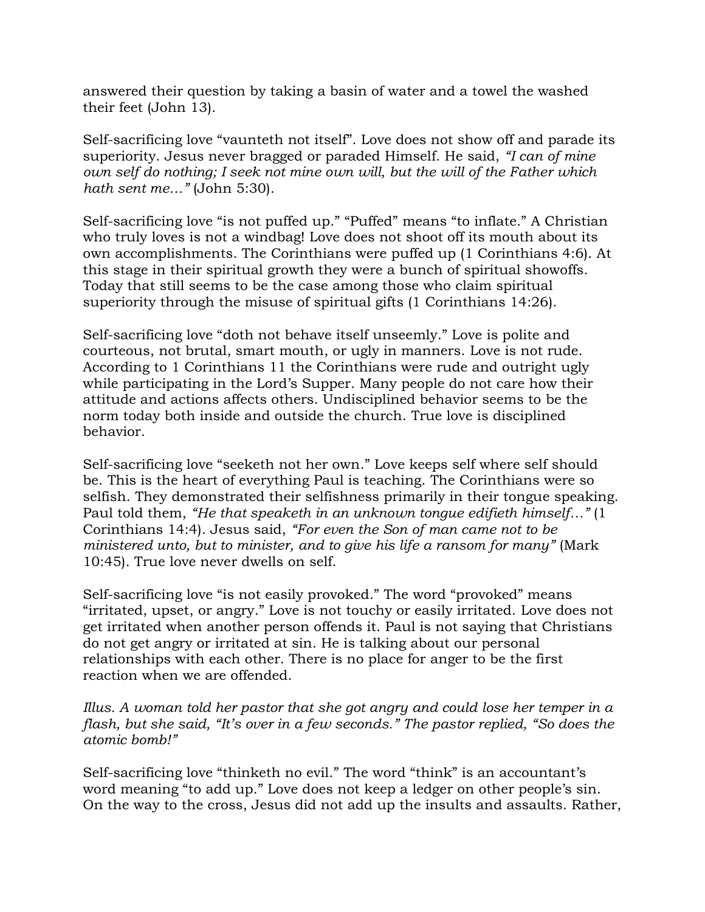answered their question by taking a basin of water and a towel the washed their feet (John 13).

Self-sacrificing love “vaunteth not itself”. Love does not show off and parade its superiority. Jesus never bragged or paraded Himself. He said, *“I can of mine own self do nothing; I seek not mine own will, but the will of the Father which hath sent me…”* (John 5:30).

Self-sacrificing love “is not puffed up.” “Puffed” means “to inflate.” A Christian who truly loves is not a windbag! Love does not shoot off its mouth about its own accomplishments. The Corinthians were puffed up (1 Corinthians 4:6). At this stage in their spiritual growth they were a bunch of spiritual showoffs. Today that still seems to be the case among those who claim spiritual superiority through the misuse of spiritual gifts (1 Corinthians 14:26).

Self-sacrificing love “doth not behave itself unseemly.” Love is polite and courteous, not brutal, smart mouth, or ugly in manners. Love is not rude. According to 1 Corinthians 11 the Corinthians were rude and outright ugly while participating in the Lord’s Supper. Many people do not care how their attitude and actions affects others. Undisciplined behavior seems to be the norm today both inside and outside the church. True love is disciplined behavior.

Self-sacrificing love “seeketh not her own.” Love keeps self where self should be. This is the heart of everything Paul is teaching. The Corinthians were so selfish. They demonstrated their selfishness primarily in their tongue speaking. Paul told them, *“He that speaketh in an unknown tongue edifieth himself…”* (1 Corinthians 14:4). Jesus said, *“For even the Son of man came not to be ministered unto, but to minister, and to give his life a ransom for many”* (Mark 10:45). True love never dwells on self.

Self-sacrificing love “is not easily provoked.” The word “provoked” means “irritated, upset, or angry.” Love is not touchy or easily irritated. Love does not get irritated when another person offends it. Paul is not saying that Christians do not get angry or irritated at sin. He is talking about our personal relationships with each other. There is no place for anger to be the first reaction when we are offended.

*Illus. A woman told her pastor that she got angry and could lose her temper in a flash, but she said, “It’s over in a few seconds.” The pastor replied, “So does the atomic bomb!”*

Self-sacrificing love “thinketh no evil.” The word “think” is an accountant’s word meaning “to add up.” Love does not keep a ledger on other people’s sin. On the way to the cross, Jesus did not add up the insults and assaults. Rather,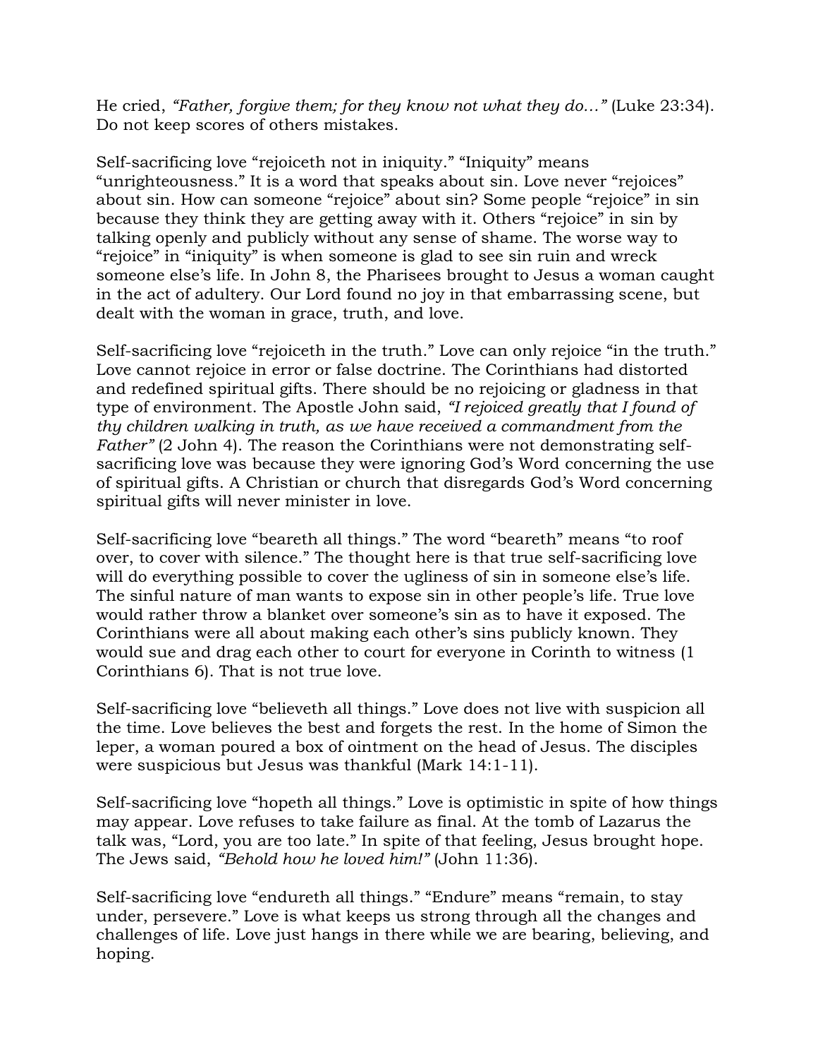He cried, *"Father, forgive them; for they know not what they do…"* (Luke 23:34). Do not keep scores of others mistakes.

Self-sacrificing love "rejoiceth not in iniquity." "Iniquity" means "unrighteousness." It is a word that speaks about sin. Love never "rejoices" about sin. How can someone "rejoice" about sin? Some people "rejoice" in sin because they think they are getting away with it. Others "rejoice" in sin by talking openly and publicly without any sense of shame. The worse way to "rejoice" in "iniquity" is when someone is glad to see sin ruin and wreck someone else's life. In John 8, the Pharisees brought to Jesus a woman caught in the act of adultery. Our Lord found no joy in that embarrassing scene, but dealt with the woman in grace, truth, and love.

Self-sacrificing love "rejoiceth in the truth." Love can only rejoice "in the truth." Love cannot rejoice in error or false doctrine. The Corinthians had distorted and redefined spiritual gifts. There should be no rejoicing or gladness in that type of environment. The Apostle John said, *"I rejoiced greatly that I found of thy children walking in truth, as we have received a commandment from the Father"* (2 John 4). The reason the Corinthians were not demonstrating self-sacrificing love was because they were ignoring God's Word concerning the use of spiritual gifts. A Christian or church that disregards God's Word concerning spiritual gifts will never minister in love.

Self-sacrificing love "beareth all things." The word "beareth" means "to roof over, to cover with silence." The thought here is that true self-sacrificing love will do everything possible to cover the ugliness of sin in someone else's life. The sinful nature of man wants to expose sin in other people's life. True love would rather throw a blanket over someone's sin as to have it exposed. The Corinthians were all about making each other's sins publicly known. They would sue and drag each other to court for everyone in Corinth to witness (1 Corinthians 6). That is not true love.

Self-sacrificing love "believeth all things." Love does not live with suspicion all the time. Love believes the best and forgets the rest. In the home of Simon the leper, a woman poured a box of ointment on the head of Jesus. The disciples were suspicious but Jesus was thankful (Mark 14:1-11).

Self-sacrificing love "hopeth all things." Love is optimistic in spite of how things may appear. Love refuses to take failure as final. At the tomb of Lazarus the talk was, "Lord, you are too late." In spite of that feeling, Jesus brought hope. The Jews said, *"Behold how he loved him!"* (John 11:36).

Self-sacrificing love "endureth all things." "Endure" means "remain, to stay under, persevere." Love is what keeps us strong through all the changes and challenges of life. Love just hangs in there while we are bearing, believing, and hoping.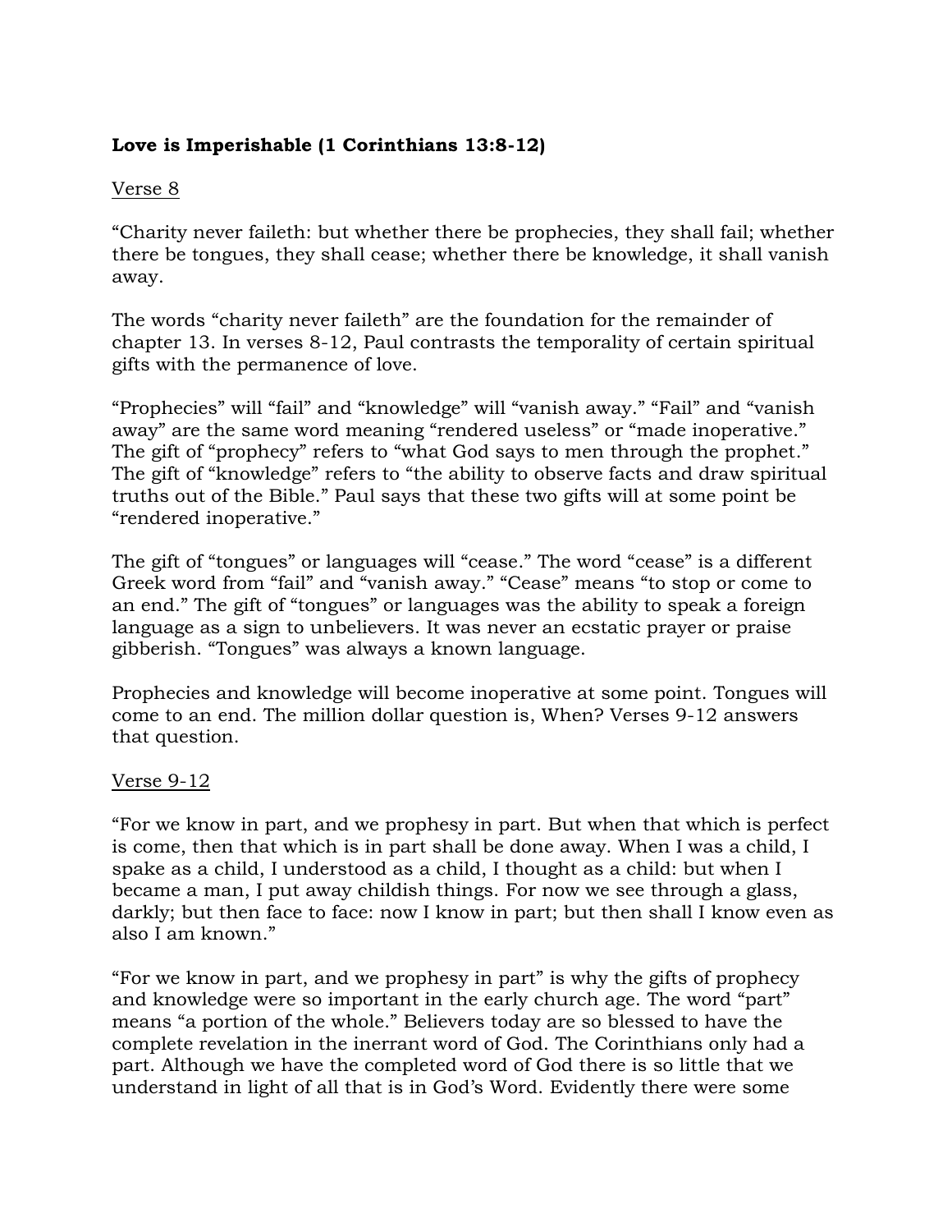**Love is Imperishable (1 Corinthians 13:8-12)**

Verse 8

"Charity never faileth: but whether there be prophecies, they shall fail; whether there be tongues, they shall cease; whether there be knowledge, it shall vanish away.

The words "charity never faileth" are the foundation for the remainder of chapter 13. In verses 8-12, Paul contrasts the temporality of certain spiritual gifts with the permanence of love.

"Prophecies" will "fail" and "knowledge" will "vanish away." "Fail" and "vanish away" are the same word meaning "rendered useless" or "made inoperative." The gift of "prophecy" refers to "what God says to men through the prophet." The gift of "knowledge" refers to "the ability to observe facts and draw spiritual truths out of the Bible." Paul says that these two gifts will at some point be "rendered inoperative."

The gift of "tongues" or languages will "cease." The word "cease" is a different Greek word from "fail" and "vanish away." "Cease" means "to stop or come to an end." The gift of "tongues" or languages was the ability to speak a foreign language as a sign to unbelievers. It was never an ecstatic prayer or praise gibberish. "Tongues" was always a known language.

Prophecies and knowledge will become inoperative at some point. Tongues will come to an end. The million dollar question is, When? Verses 9-12 answers that question.

Verse 9-12

"For we know in part, and we prophesy in part. But when that which is perfect is come, then that which is in part shall be done away. When I was a child, I spake as a child, I understood as a child, I thought as a child: but when I became a man, I put away childish things. For now we see through a glass, darkly; but then face to face: now I know in part; but then shall I know even as also I am known."

"For we know in part, and we prophesy in part" is why the gifts of prophecy and knowledge were so important in the early church age. The word "part" means "a portion of the whole." Believers today are so blessed to have the complete revelation in the inerrant word of God. The Corinthians only had a part. Although we have the completed word of God there is so little that we understand in light of all that is in God's Word. Evidently there were some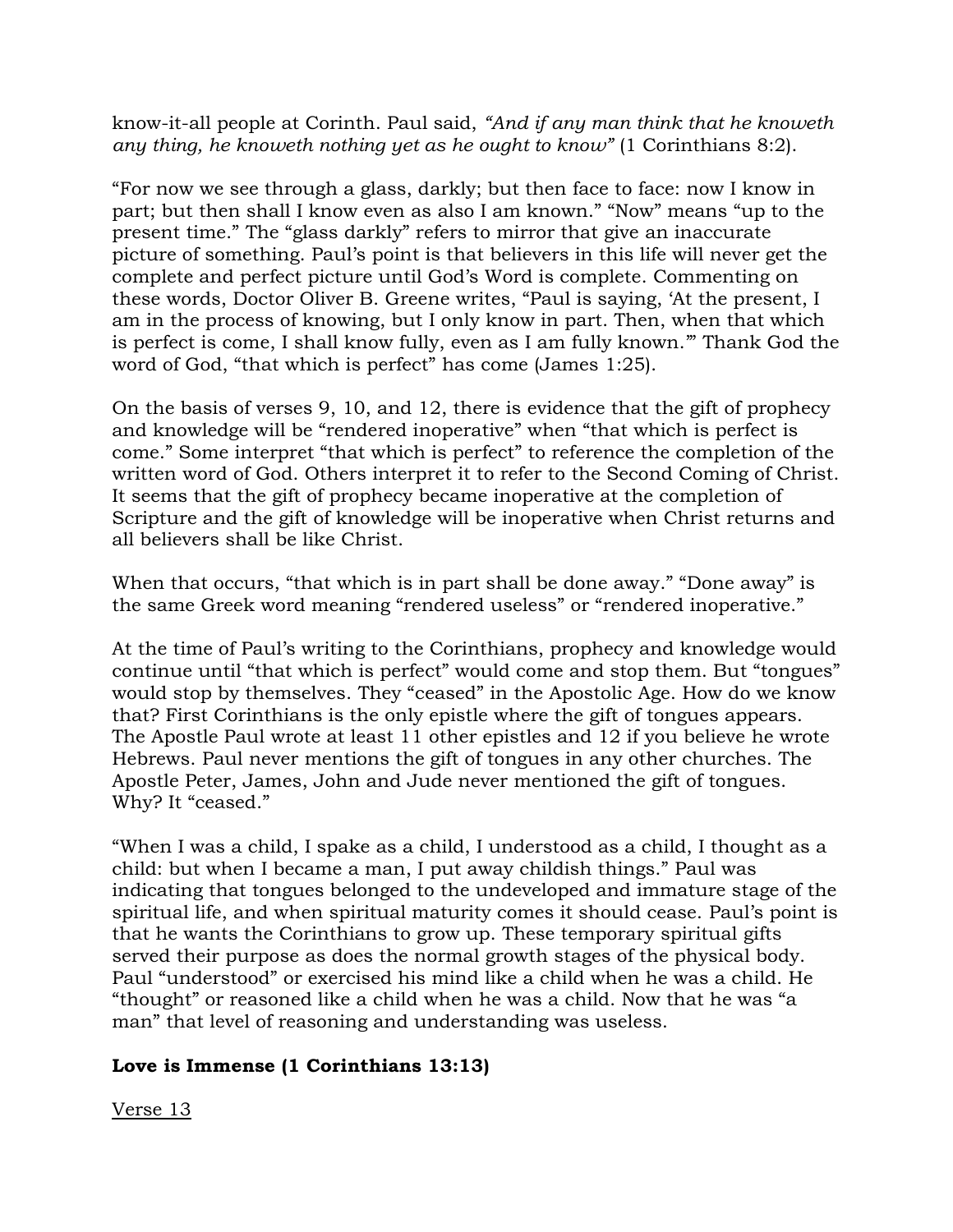know-it-all people at Corinth. Paul said, *"And if any man think that he knoweth any thing, he knoweth nothing yet as he ought to know"* (1 Corinthians 8:2).

"For now we see through a glass, darkly; but then face to face: now I know in part; but then shall I know even as also I am known." "Now" means "up to the present time." The "glass darkly" refers to mirror that give an inaccurate picture of something. Paul's point is that believers in this life will never get the complete and perfect picture until God's Word is complete. Commenting on these words, Doctor Oliver B. Greene writes, "Paul is saying, 'At the present, I am in the process of knowing, but I only know in part. Then, when that which is perfect is come, I shall know fully, even as I am fully known.'" Thank God the word of God, "that which is perfect" has come (James 1:25).

On the basis of verses 9, 10, and 12, there is evidence that the gift of prophecy and knowledge will be "rendered inoperative" when "that which is perfect is come." Some interpret "that which is perfect" to reference the completion of the written word of God. Others interpret it to refer to the Second Coming of Christ. It seems that the gift of prophecy became inoperative at the completion of Scripture and the gift of knowledge will be inoperative when Christ returns and all believers shall be like Christ.

When that occurs, "that which is in part shall be done away." "Done away" is the same Greek word meaning "rendered useless" or "rendered inoperative."

At the time of Paul's writing to the Corinthians, prophecy and knowledge would continue until "that which is perfect" would come and stop them. But "tongues" would stop by themselves. They "ceased" in the Apostolic Age. How do we know that? First Corinthians is the only epistle where the gift of tongues appears. The Apostle Paul wrote at least 11 other epistles and 12 if you believe he wrote Hebrews. Paul never mentions the gift of tongues in any other churches. The Apostle Peter, James, John and Jude never mentioned the gift of tongues. Why? It "ceased."

"When I was a child, I spake as a child, I understood as a child, I thought as a child: but when I became a man, I put away childish things." Paul was indicating that tongues belonged to the undeveloped and immature stage of the spiritual life, and when spiritual maturity comes it should cease. Paul's point is that he wants the Corinthians to grow up. These temporary spiritual gifts served their purpose as does the normal growth stages of the physical body. Paul "understood" or exercised his mind like a child when he was a child. He "thought" or reasoned like a child when he was a child. Now that he was "a man" that level of reasoning and understanding was useless.

**Love is Immense (1 Corinthians 13:13)**

<u>Verse 13</u>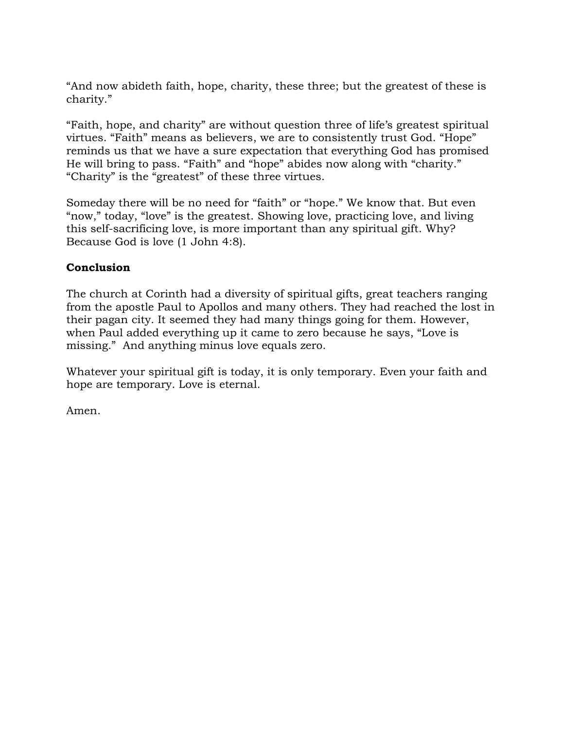"And now abideth faith, hope, charity, these three; but the greatest of these is charity."

"Faith, hope, and charity" are without question three of life's greatest spiritual virtues. "Faith" means as believers, we are to consistently trust God. "Hope" reminds us that we have a sure expectation that everything God has promised He will bring to pass. "Faith" and "hope" abides now along with "charity." "Charity" is the "greatest" of these three virtues.

Someday there will be no need for "faith" or "hope." We know that. But even "now," today, "love" is the greatest. Showing love, practicing love, and living this self-sacrificing love, is more important than any spiritual gift. Why? Because God is love (1 John 4:8).

**Conclusion**

The church at Corinth had a diversity of spiritual gifts, great teachers ranging from the apostle Paul to Apollos and many others. They had reached the lost in their pagan city. It seemed they had many things going for them. However, when Paul added everything up it came to zero because he says, "Love is missing." And anything minus love equals zero.

Whatever your spiritual gift is today, it is only temporary. Even your faith and hope are temporary. Love is eternal.

Amen.